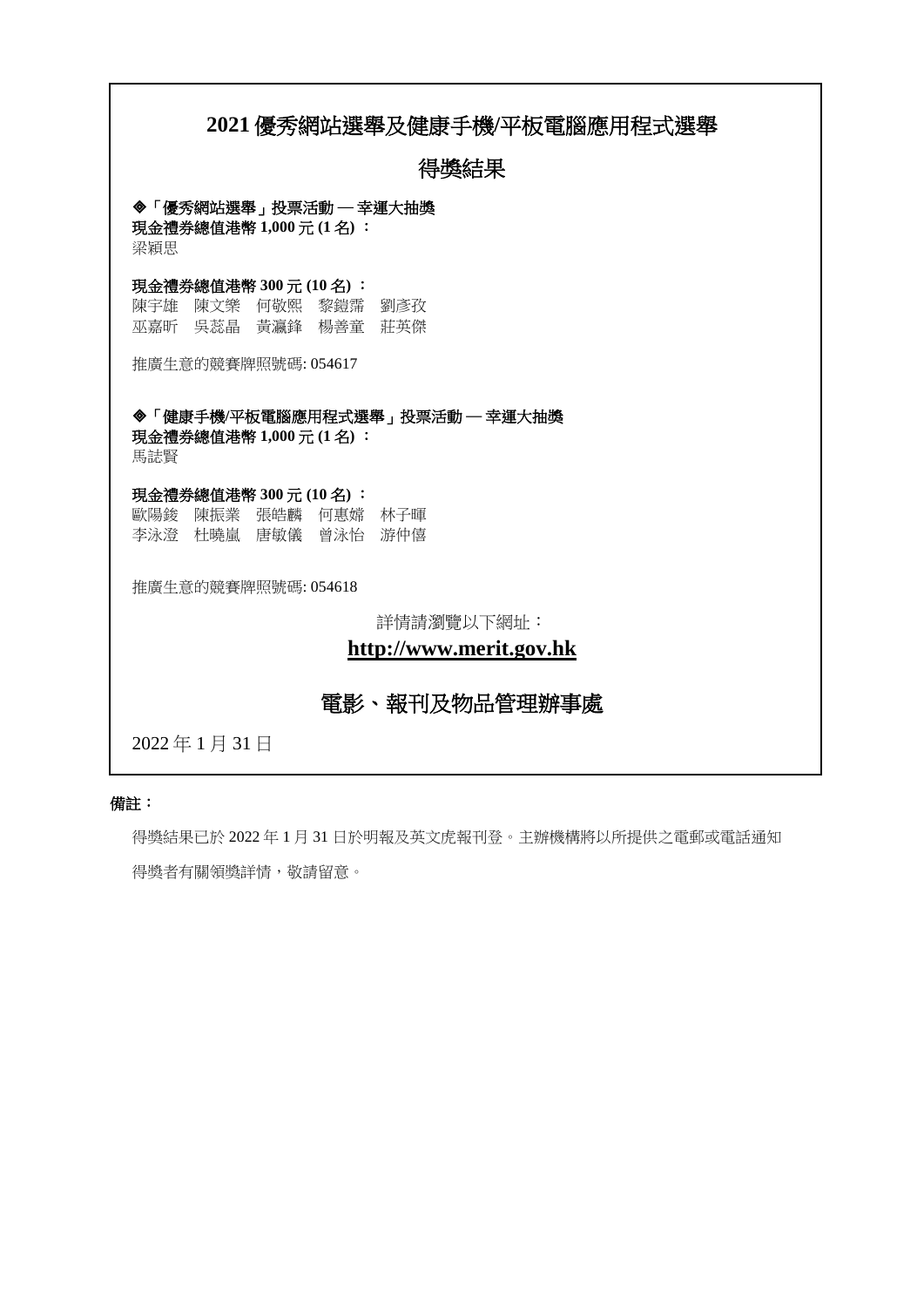# 2021 優秀網站選舉及健康手機/平板電腦應用程式選舉

## 得獎結果

**◈「優秀網站選舉」投票活動 — 幸運大抽獎**

**現金禮券總值港幣 1,000 元 (1 名) ：**

梁穎思

**現金禮券總值港幣 300 元 (10 名) ：**

陳宇雄　陳文樂　何敬熙　黎鎧霈　劉彥孜

巫嘉昕　吳蕊晶　黃瀛鋒　楊善童　莊英傑

推廣生意的競賽牌照號碼: 054617

**◈「健康手機/平板電腦應用程式選舉」投票活動 — 幸運大抽獎**

**現金禮券總值港幣 1,000 元 (1 名) ：**

馬誌賢

**現金禮券總值港幣 300 元 (10 名) ：**

歐陽鋑　陳振業　張皓麟　何惠嫦　林子暉

李泳澄　杜曉嵐　唐敏儀　曾泳怡　游仲僖

推廣生意的競賽牌照號碼: 054618

詳情請瀏覽以下網址：

**http://www.merit.gov.hk**

## 電影、報刊及物品管理辦事處

2022 年 1 月 31 日

**備註：**

得獎結果已於 2022 年 1 月 31 日於明報及英文虎報刊登。主辦機構將以所提供之電郵或電話通知得獎者有關領獎詳情，敬請留意。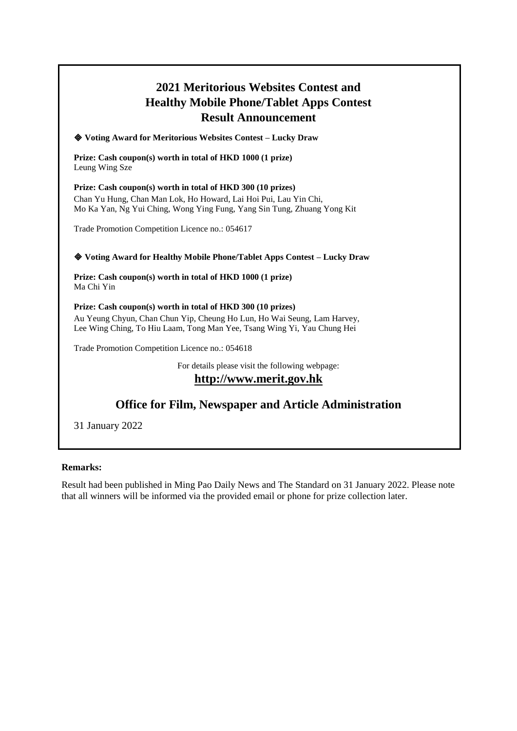# 2021 Meritorious Websites Contest and Healthy Mobile Phone/Tablet Apps Contest Result Announcement

**◈ Voting Award for Meritorious Websites Contest – Lucky Draw**

**Prize: Cash coupon(s) worth in total of HKD 1000 (1 prize)**
Leung Wing Sze

**Prize: Cash coupon(s) worth in total of HKD 300 (10 prizes)**
Chan Yu Hung, Chan Man Lok, Ho Howard, Lai Hoi Pui, Lau Yin Chi, Mo Ka Yan, Ng Yui Ching, Wong Ying Fung, Yang Sin Tung, Zhuang Yong Kit

Trade Promotion Competition Licence no.: 054617

**◈ Voting Award for Healthy Mobile Phone/Tablet Apps Contest – Lucky Draw**

**Prize: Cash coupon(s) worth in total of HKD 1000 (1 prize)**
Ma Chi Yin

**Prize: Cash coupon(s) worth in total of HKD 300 (10 prizes)**
Au Yeung Chyun, Chan Chun Yip, Cheung Ho Lun, Ho Wai Seung, Lam Harvey, Lee Wing Ching, To Hiu Laam, Tong Man Yee, Tsang Wing Yi, Yau Chung Hei

Trade Promotion Competition Licence no.: 054618

For details please visit the following webpage:

**http://www.merit.gov.hk**

## Office for Film, Newspaper and Article Administration

31 January 2022

**Remarks:**

Result had been published in Ming Pao Daily News and The Standard on 31 January 2022. Please note that all winners will be informed via the provided email or phone for prize collection later.